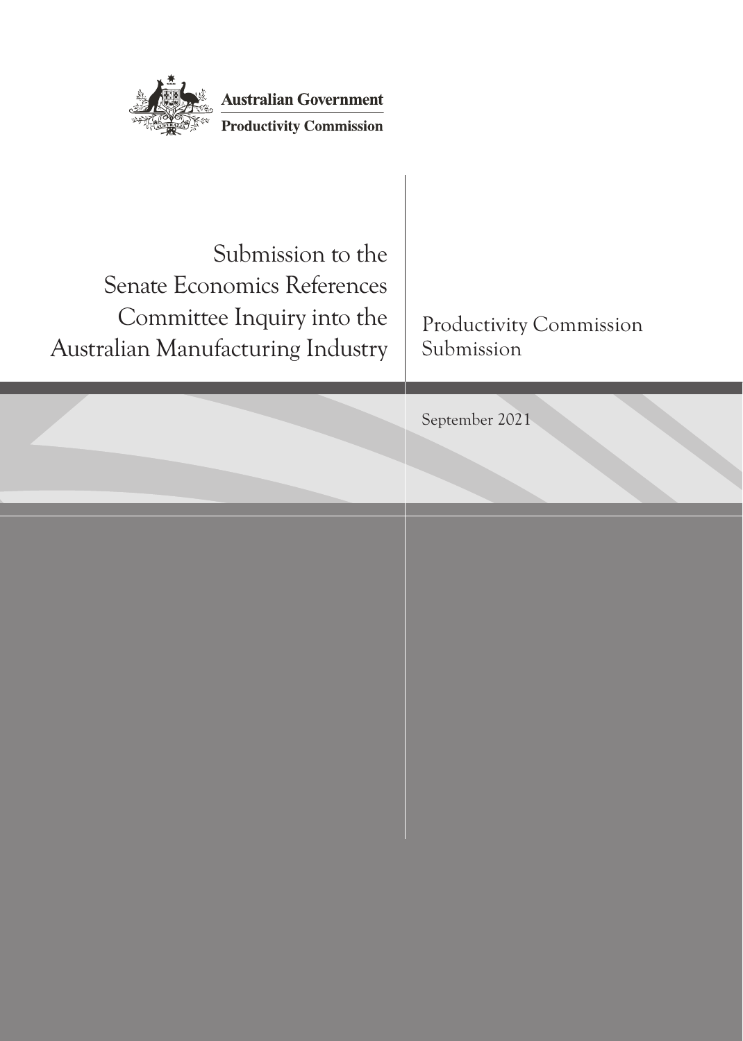Australian Government

Productivity Commission

# Submission to the Senate Economics References Committee Inquiry into the Australian Manufacturing Industry

Productivity Commission Submission

September 2021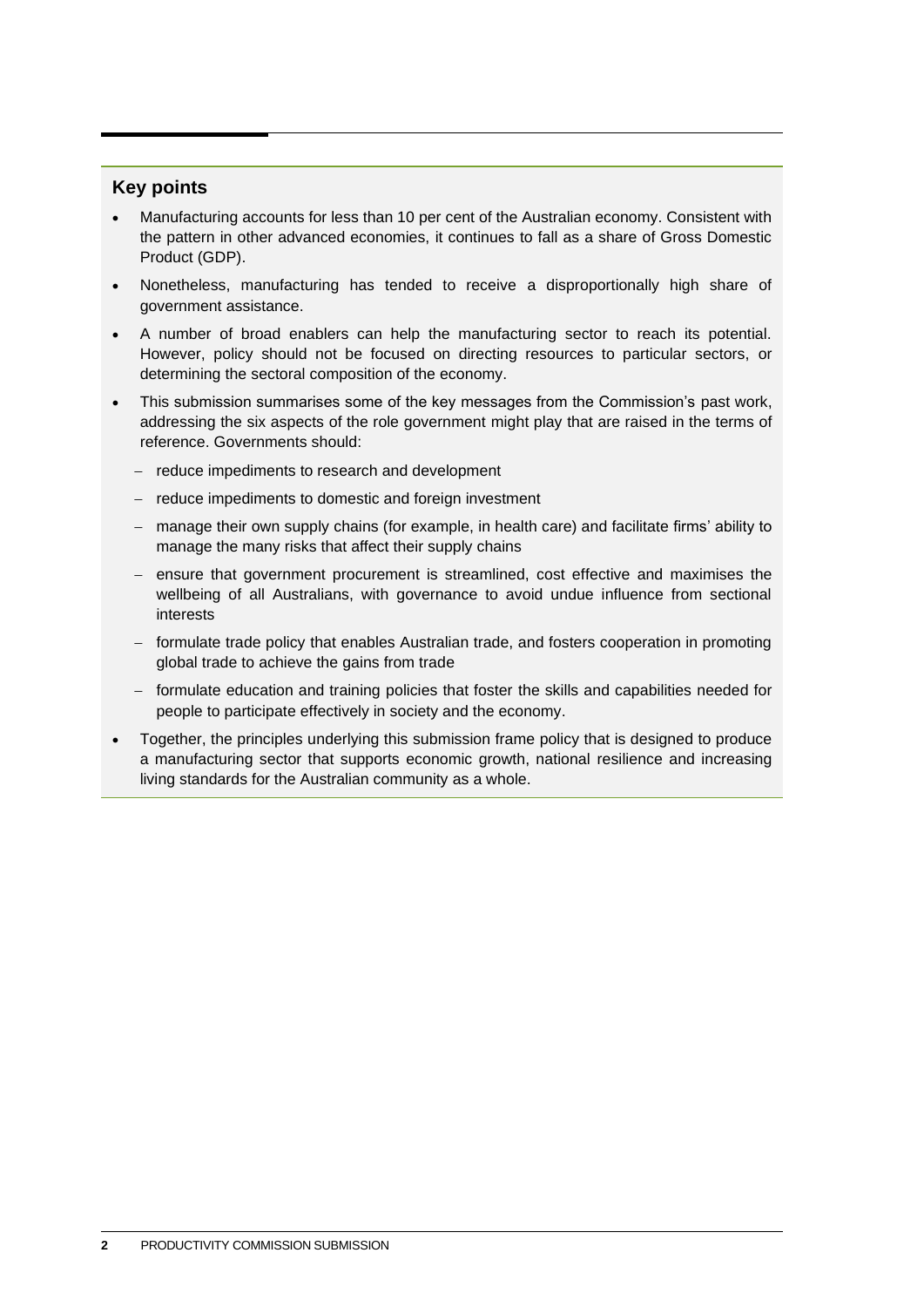## Key points

- Manufacturing accounts for less than 10 per cent of the Australian economy. Consistent with the pattern in other advanced economies, it continues to fall as a share of Gross Domestic Product (GDP).
- Nonetheless, manufacturing has tended to receive a disproportionally high share of government assistance.
- A number of broad enablers can help the manufacturing sector to reach its potential. However, policy should not be focused on directing resources to particular sectors, or determining the sectoral composition of the economy.
- This submission summarises some of the key messages from the Commission's past work, addressing the six aspects of the role government might play that are raised in the terms of reference. Governments should:
  - reduce impediments to research and development
  - reduce impediments to domestic and foreign investment
  - manage their own supply chains (for example, in health care) and facilitate firms' ability to manage the many risks that affect their supply chains
  - ensure that government procurement is streamlined, cost effective and maximises the wellbeing of all Australians, with governance to avoid undue influence from sectional interests
  - formulate trade policy that enables Australian trade, and fosters cooperation in promoting global trade to achieve the gains from trade
  - formulate education and training policies that foster the skills and capabilities needed for people to participate effectively in society and the economy.
- Together, the principles underlying this submission frame policy that is designed to produce a manufacturing sector that supports economic growth, national resilience and increasing living standards for the Australian community as a whole.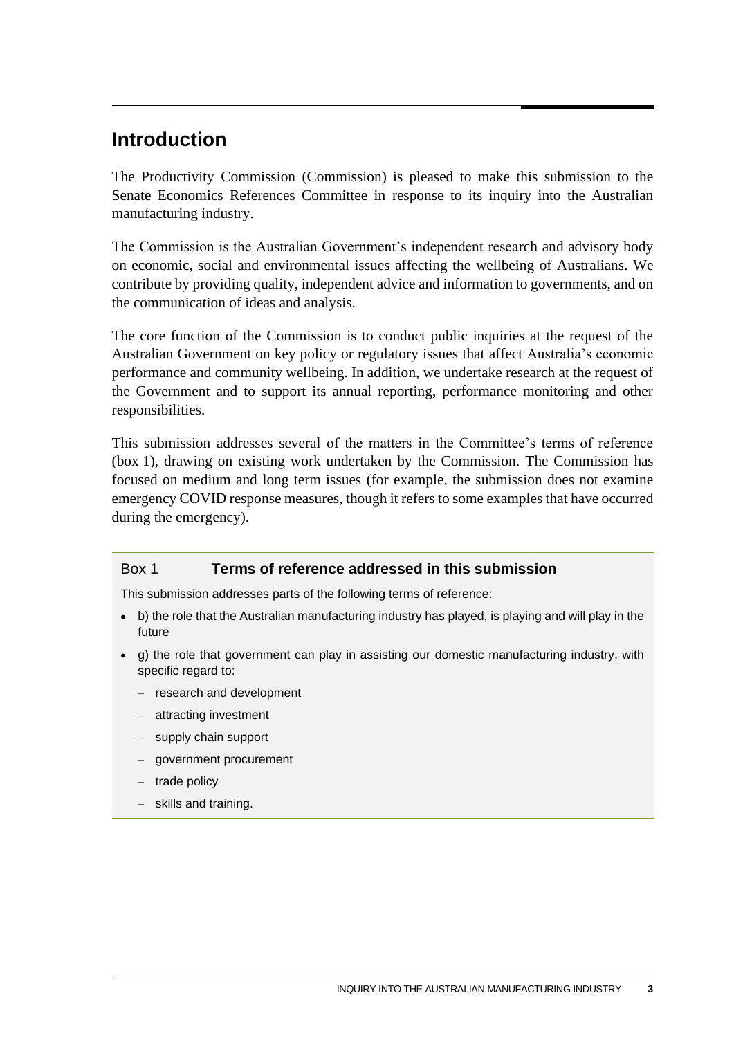# Introduction

The Productivity Commission (Commission) is pleased to make this submission to the Senate Economics References Committee in response to its inquiry into the Australian manufacturing industry.

The Commission is the Australian Government's independent research and advisory body on economic, social and environmental issues affecting the wellbeing of Australians. We contribute by providing quality, independent advice and information to governments, and on the communication of ideas and analysis.

The core function of the Commission is to conduct public inquiries at the request of the Australian Government on key policy or regulatory issues that affect Australia's economic performance and community wellbeing. In addition, we undertake research at the request of the Government and to support its annual reporting, performance monitoring and other responsibilities.

This submission addresses several of the matters in the Committee's terms of reference (box 1), drawing on existing work undertaken by the Commission. The Commission has focused on medium and long term issues (for example, the submission does not examine emergency COVID response measures, though it refers to some examples that have occurred during the emergency).

> Box 1 **Terms of reference addressed in this submission**
>
> This submission addresses parts of the following terms of reference:
>
> - b) the role that the Australian manufacturing industry has played, is playing and will play in the future
> - g) the role that government can play in assisting our domestic manufacturing industry, with specific regard to:
>   - research and development
>   - attracting investment
>   - supply chain support
>   - government procurement
>   - trade policy
>   - skills and training.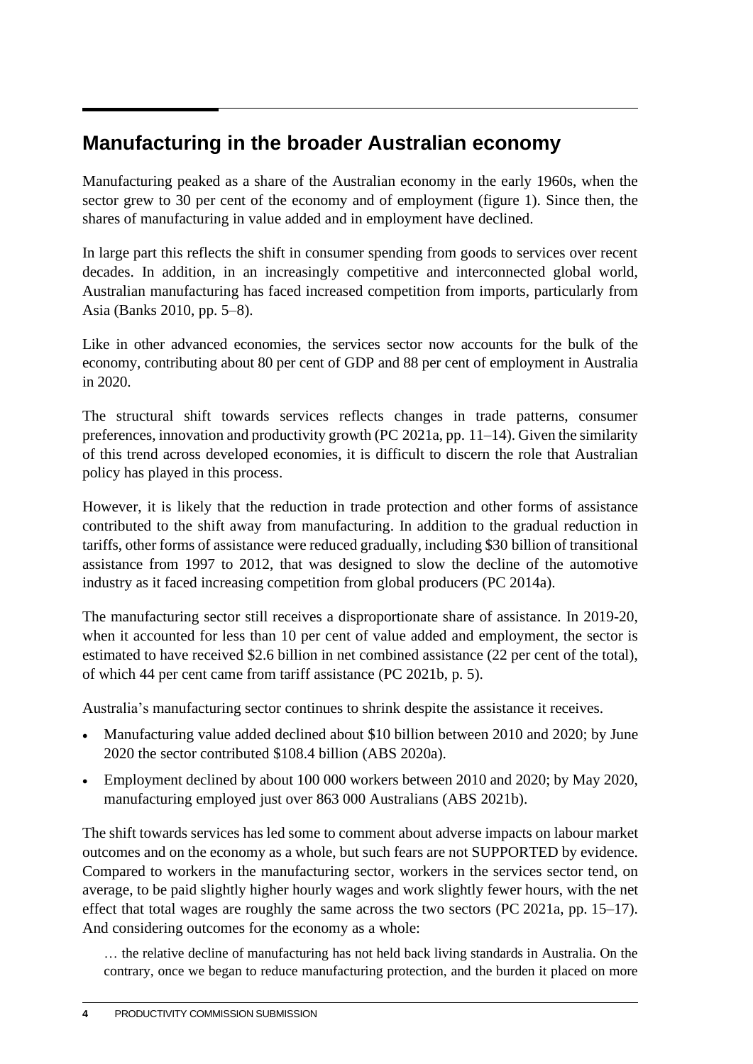## Manufacturing in the broader Australian economy

Manufacturing peaked as a share of the Australian economy in the early 1960s, when the sector grew to 30 per cent of the economy and of employment (figure 1). Since then, the shares of manufacturing in value added and in employment have declined.

In large part this reflects the shift in consumer spending from goods to services over recent decades. In addition, in an increasingly competitive and interconnected global world, Australian manufacturing has faced increased competition from imports, particularly from Asia (Banks 2010, pp. 5–8).

Like in other advanced economies, the services sector now accounts for the bulk of the economy, contributing about 80 per cent of GDP and 88 per cent of employment in Australia in 2020.

The structural shift towards services reflects changes in trade patterns, consumer preferences, innovation and productivity growth (PC 2021a, pp. 11–14). Given the similarity of this trend across developed economies, it is difficult to discern the role that Australian policy has played in this process.

However, it is likely that the reduction in trade protection and other forms of assistance contributed to the shift away from manufacturing. In addition to the gradual reduction in tariffs, other forms of assistance were reduced gradually, including $30 billion of transitional assistance from 1997 to 2012, that was designed to slow the decline of the automotive industry as it faced increasing competition from global producers (PC 2014a).

The manufacturing sector still receives a disproportionate share of assistance. In 2019-20, when it accounted for less than 10 per cent of value added and employment, the sector is estimated to have received $2.6 billion in net combined assistance (22 per cent of the total), of which 44 per cent came from tariff assistance (PC 2021b, p. 5).

Australia's manufacturing sector continues to shrink despite the assistance it receives.

- Manufacturing value added declined about $10 billion between 2010 and 2020; by June 2020 the sector contributed $108.4 billion (ABS 2020a).
- Employment declined by about 100 000 workers between 2010 and 2020; by May 2020, manufacturing employed just over 863 000 Australians (ABS 2021b).

The shift towards services has led some to comment about adverse impacts on labour market outcomes and on the economy as a whole, but such fears are not SUPPORTED by evidence. Compared to workers in the manufacturing sector, workers in the services sector tend, on average, to be paid slightly higher hourly wages and work slightly fewer hours, with the net effect that total wages are roughly the same across the two sectors (PC 2021a, pp. 15–17). And considering outcomes for the economy as a whole:

> … the relative decline of manufacturing has not held back living standards in Australia. On the contrary, once we began to reduce manufacturing protection, and the burden it placed on more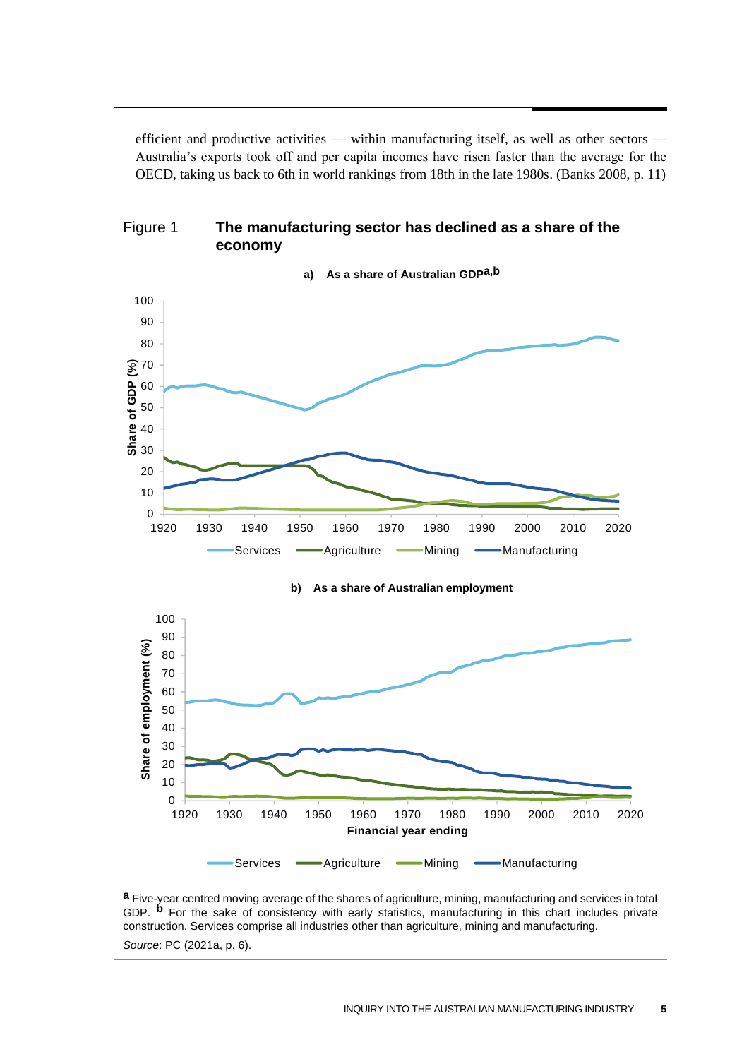efficient and productive activities — within manufacturing itself, as well as other sectors — Australia's exports took off and per capita incomes have risen faster than the average for the OECD, taking us back to 6th in world rankings from 18th in the late 1980s. (Banks 2008, p. 11)

Figure 1 **The manufacturing sector has declined as a share of the economy**

**a) As a share of Australian GDP[a,b]**

**b) As a share of Australian employment**

[a] Five-year centred moving average of the shares of agriculture, mining, manufacturing and services in total GDP. [b] For the sake of consistency with early statistics, manufacturing in this chart includes private construction. Services comprise all industries other than agriculture, mining and manufacturing.

*Source*: PC (2021a, p. 6).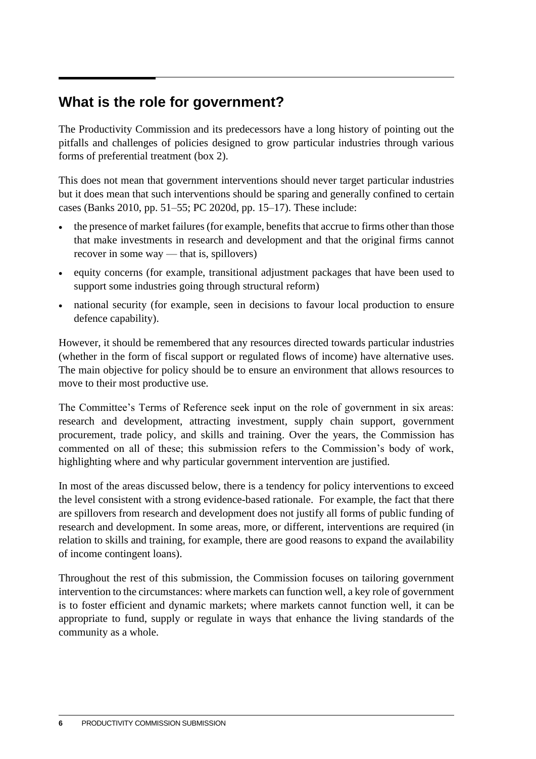## What is the role for government?

The Productivity Commission and its predecessors have a long history of pointing out the pitfalls and challenges of policies designed to grow particular industries through various forms of preferential treatment (box 2).

This does not mean that government interventions should never target particular industries but it does mean that such interventions should be sparing and generally confined to certain cases (Banks 2010, pp. 51–55; PC 2020d, pp. 15–17). These include:

- the presence of market failures (for example, benefits that accrue to firms other than those that make investments in research and development and that the original firms cannot recover in some way — that is, spillovers)
- equity concerns (for example, transitional adjustment packages that have been used to support some industries going through structural reform)
- national security (for example, seen in decisions to favour local production to ensure defence capability).

However, it should be remembered that any resources directed towards particular industries (whether in the form of fiscal support or regulated flows of income) have alternative uses. The main objective for policy should be to ensure an environment that allows resources to move to their most productive use.

The Committee's Terms of Reference seek input on the role of government in six areas: research and development, attracting investment, supply chain support, government procurement, trade policy, and skills and training. Over the years, the Commission has commented on all of these; this submission refers to the Commission's body of work, highlighting where and why particular government intervention are justified.

In most of the areas discussed below, there is a tendency for policy interventions to exceed the level consistent with a strong evidence-based rationale. For example, the fact that there are spillovers from research and development does not justify all forms of public funding of research and development. In some areas, more, or different, interventions are required (in relation to skills and training, for example, there are good reasons to expand the availability of income contingent loans).

Throughout the rest of this submission, the Commission focuses on tailoring government intervention to the circumstances: where markets can function well, a key role of government is to foster efficient and dynamic markets; where markets cannot function well, it can be appropriate to fund, supply or regulate in ways that enhance the living standards of the community as a whole.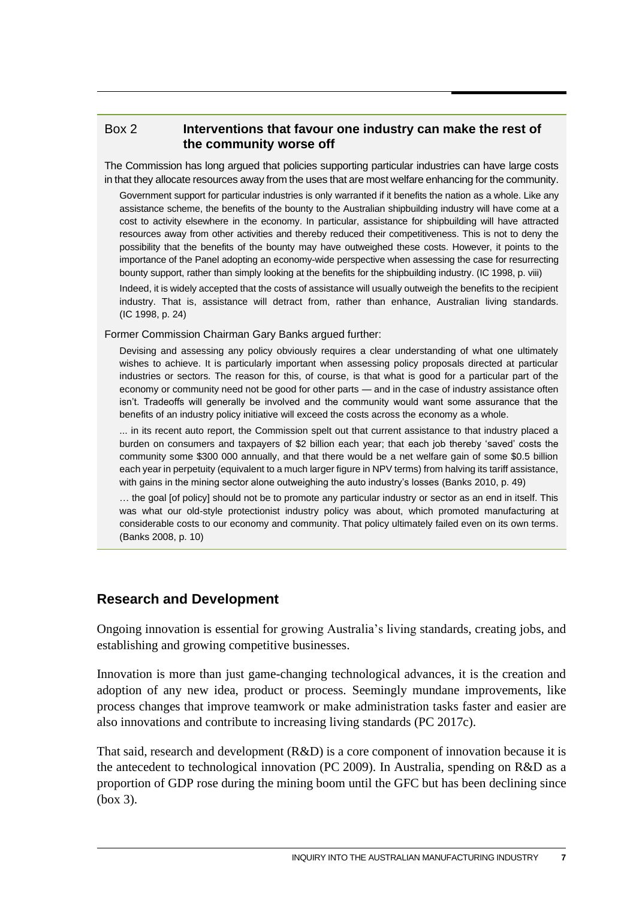### Box 2 Interventions that favour one industry can make the rest of the community worse off

The Commission has long argued that policies supporting particular industries can have large costs in that they allocate resources away from the uses that are most welfare enhancing for the community.

> Government support for particular industries is only warranted if it benefits the nation as a whole. Like any assistance scheme, the benefits of the bounty to the Australian shipbuilding industry will have come at a cost to activity elsewhere in the economy. In particular, assistance for shipbuilding will have attracted resources away from other activities and thereby reduced their competitiveness. This is not to deny the possibility that the benefits of the bounty may have outweighed these costs. However, it points to the importance of the Panel adopting an economy-wide perspective when assessing the case for resurrecting bounty support, rather than simply looking at the benefits for the shipbuilding industry. (IC 1998, p. viii)
>
> Indeed, it is widely accepted that the costs of assistance will usually outweigh the benefits to the recipient industry. That is, assistance will detract from, rather than enhance, Australian living standards. (IC 1998, p. 24)

Former Commission Chairman Gary Banks argued further:

> Devising and assessing any policy obviously requires a clear understanding of what one ultimately wishes to achieve. It is particularly important when assessing policy proposals directed at particular industries or sectors. The reason for this, of course, is that what is good for a particular part of the economy or community need not be good for other parts — and in the case of industry assistance often isn't. Tradeoffs will generally be involved and the community would want some assurance that the benefits of an industry policy initiative will exceed the costs across the economy as a whole.
>
> ... in its recent auto report, the Commission spelt out that current assistance to that industry placed a burden on consumers and taxpayers of $2 billion each year; that each job thereby 'saved' costs the community some $300 000 annually, and that there would be a net welfare gain of some $0.5 billion each year in perpetuity (equivalent to a much larger figure in NPV terms) from halving its tariff assistance, with gains in the mining sector alone outweighing the auto industry's losses (Banks 2010, p. 49)
>
> … the goal [of policy] should not be to promote any particular industry or sector as an end in itself. This was what our old-style protectionist industry policy was about, which promoted manufacturing at considerable costs to our economy and community. That policy ultimately failed even on its own terms. (Banks 2008, p. 10)

## Research and Development

Ongoing innovation is essential for growing Australia's living standards, creating jobs, and establishing and growing competitive businesses.

Innovation is more than just game-changing technological advances, it is the creation and adoption of any new idea, product or process. Seemingly mundane improvements, like process changes that improve teamwork or make administration tasks faster and easier are also innovations and contribute to increasing living standards (PC 2017c).

That said, research and development (R&D) is a core component of innovation because it is the antecedent to technological innovation (PC 2009). In Australia, spending on R&D as a proportion of GDP rose during the mining boom until the GFC but has been declining since (box 3).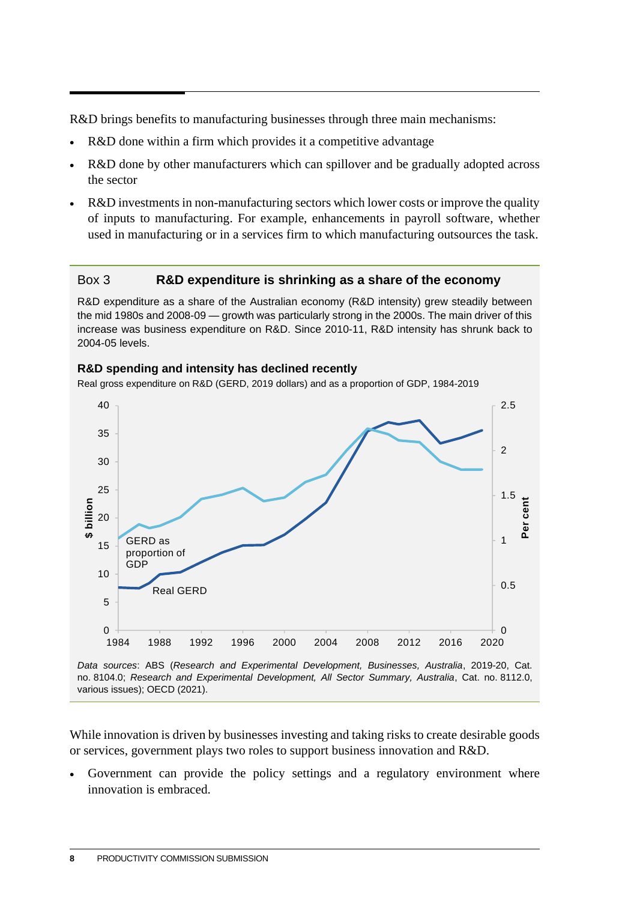R&D brings benefits to manufacturing businesses through three main mechanisms:

- R&D done within a firm which provides it a competitive advantage
- R&D done by other manufacturers which can spillover and be gradually adopted across the sector
- R&D investments in non-manufacturing sectors which lower costs or improve the quality of inputs to manufacturing. For example, enhancements in payroll software, whether used in manufacturing or in a services firm to which manufacturing outsources the task.

**Box 3 R&D expenditure is shrinking as a share of the economy**

R&D expenditure as a share of the Australian economy (R&D intensity) grew steadily between the mid 1980s and 2008-09 — growth was particularly strong in the 2000s. The main driver of this increase was business expenditure on R&D. Since 2010-11, R&D intensity has shrunk back to 2004-05 levels.

**R&D spending and intensity has declined recently**

Real gross expenditure on R&D (GERD, 2019 dollars) and as a proportion of GDP, 1984-2019

*Data sources*: ABS (*Research and Experimental Development, Businesses, Australia*, 2019-20, Cat. no. 8104.0; *Research and Experimental Development, All Sector Summary, Australia*, Cat. no. 8112.0, various issues); OECD (2021).

While innovation is driven by businesses investing and taking risks to create desirable goods or services, government plays two roles to support business innovation and R&D.

- Government can provide the policy settings and a regulatory environment where innovation is embraced.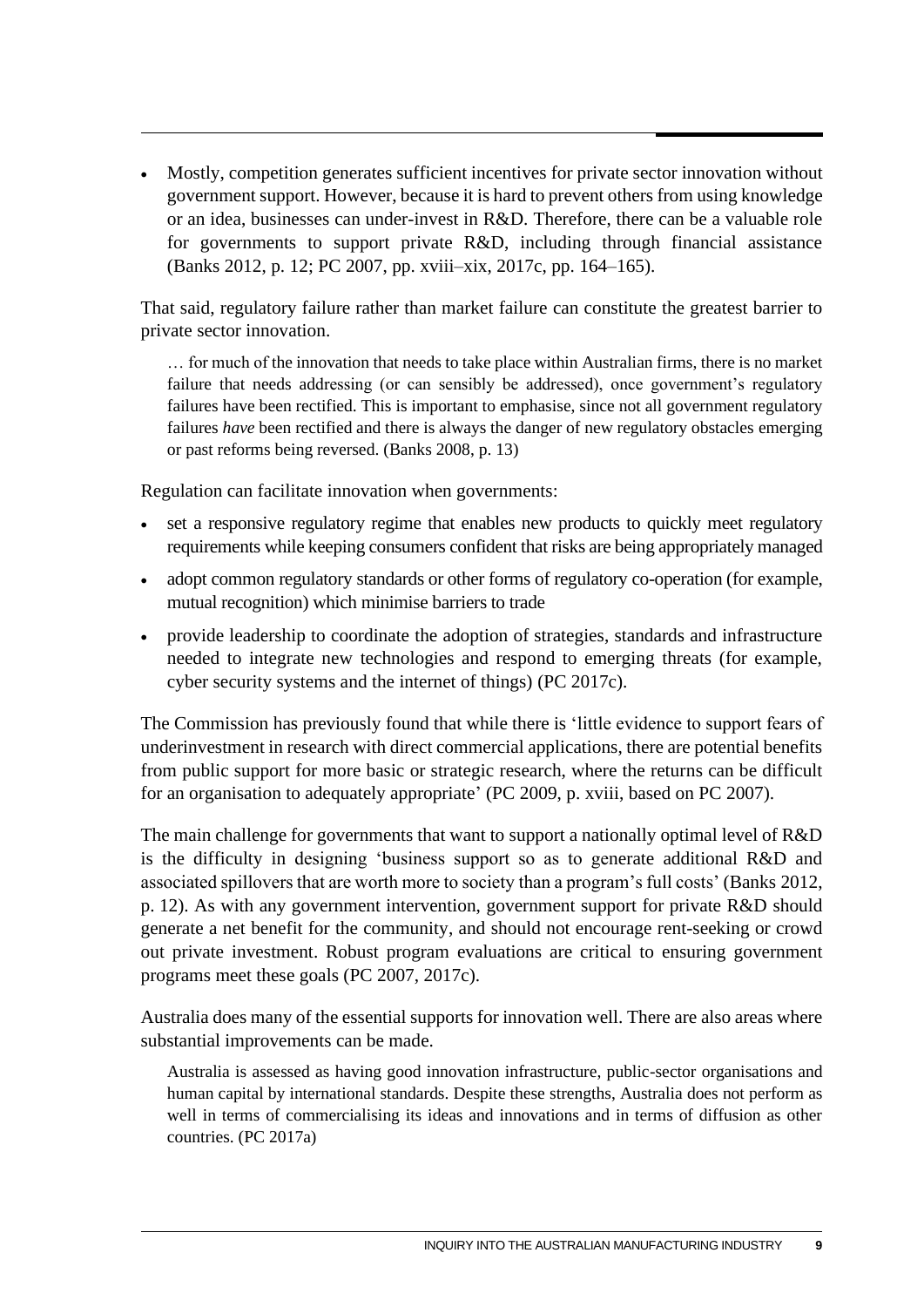- Mostly, competition generates sufficient incentives for private sector innovation without government support. However, because it is hard to prevent others from using knowledge or an idea, businesses can under-invest in R&D. Therefore, there can be a valuable role for governments to support private R&D, including through financial assistance (Banks 2012, p. 12; PC 2007, pp. xviii–xix, 2017c, pp. 164–165).

That said, regulatory failure rather than market failure can constitute the greatest barrier to private sector innovation.

> … for much of the innovation that needs to take place within Australian firms, there is no market failure that needs addressing (or can sensibly be addressed), once government's regulatory failures have been rectified. This is important to emphasise, since not all government regulatory failures *have* been rectified and there is always the danger of new regulatory obstacles emerging or past reforms being reversed. (Banks 2008, p. 13)

Regulation can facilitate innovation when governments:

- set a responsive regulatory regime that enables new products to quickly meet regulatory requirements while keeping consumers confident that risks are being appropriately managed
- adopt common regulatory standards or other forms of regulatory co-operation (for example, mutual recognition) which minimise barriers to trade
- provide leadership to coordinate the adoption of strategies, standards and infrastructure needed to integrate new technologies and respond to emerging threats (for example, cyber security systems and the internet of things) (PC 2017c).

The Commission has previously found that while there is 'little evidence to support fears of underinvestment in research with direct commercial applications, there are potential benefits from public support for more basic or strategic research, where the returns can be difficult for an organisation to adequately appropriate' (PC 2009, p. xviii, based on PC 2007).

The main challenge for governments that want to support a nationally optimal level of R&D is the difficulty in designing 'business support so as to generate additional R&D and associated spillovers that are worth more to society than a program's full costs' (Banks 2012, p. 12). As with any government intervention, government support for private R&D should generate a net benefit for the community, and should not encourage rent-seeking or crowd out private investment. Robust program evaluations are critical to ensuring government programs meet these goals (PC 2007, 2017c).

Australia does many of the essential supports for innovation well. There are also areas where substantial improvements can be made.

> Australia is assessed as having good innovation infrastructure, public-sector organisations and human capital by international standards. Despite these strengths, Australia does not perform as well in terms of commercialising its ideas and innovations and in terms of diffusion as other countries. (PC 2017a)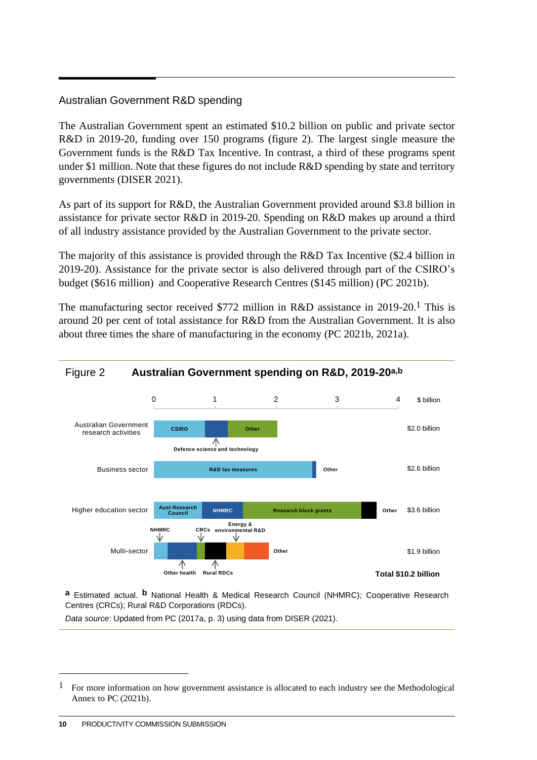## Australian Government R&D spending

The Australian Government spent an estimated $10.2 billion on public and private sector R&D in 2019-20, funding over 150 programs (figure 2). The largest single measure the Government funds is the R&D Tax Incentive. In contrast, a third of these programs spent under $1 million. Note that these figures do not include R&D spending by state and territory governments (DISER 2021).

As part of its support for R&D, the Australian Government provided around $3.8 billion in assistance for private sector R&D in 2019-20. Spending on R&D makes up around a third of all industry assistance provided by the Australian Government to the private sector.

The majority of this assistance is provided through the R&D Tax Incentive ($2.4 billion in 2019-20). Assistance for the private sector is also delivered through part of the CSIRO's budget ($616 million) and Cooperative Research Centres ($145 million) (PC 2021b).

The manufacturing sector received $772 million in R&D assistance in 2019-20.[1] This is around 20 per cent of total assistance for R&D from the Australian Government. It is also about three times the share of manufacturing in the economy (PC 2021b, 2021a).

**Figure 2 Australian Government spending on R&D, 2019-20[a,b]**

| Sector | Components | Total ($ billion) |
| --- | --- | --- |
| Australian Government research activities | CSIRO; Defence science and technology; Other | $2.0 billion |
| Business sector | R&D tax measures; Other | $2.6 billion |
| Higher education sector | Aust Research Council; NHMRC; Research block grants; Other | $3.6 billion |
| Multi-sector | NHMRC; Other health; CRCs; Rural RDCs; Energy & environmental R&D; Other | $1.9 billion |
| | | **Total $10.2 billion** |

[a] Estimated actual. [b] National Health & Medical Research Council (NHMRC); Cooperative Research Centres (CRCs); Rural R&D Corporations (RDCs).

*Data source*: Updated from PC (2017a, p. 3) using data from DISER (2021).

---

[1] For more information on how government assistance is allocated to each industry see the Methodological Annex to PC (2021b).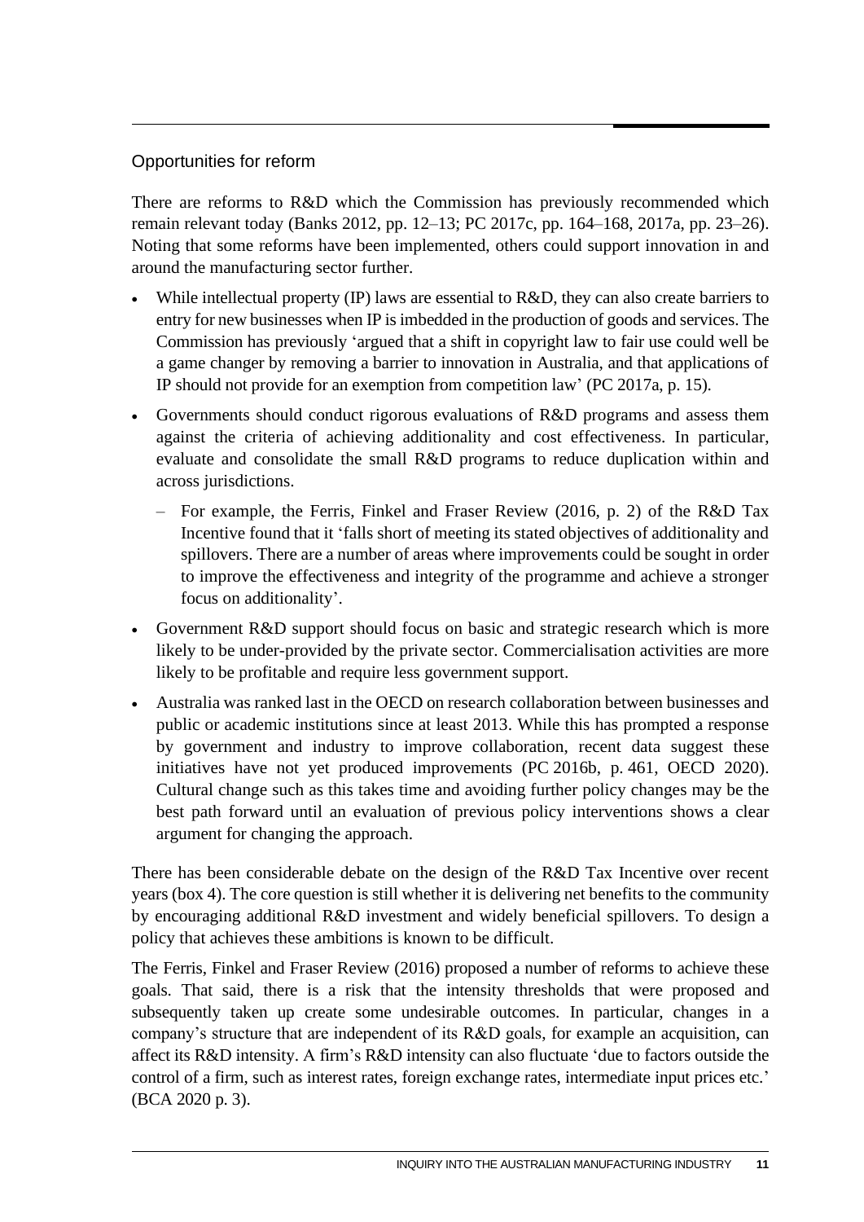## Opportunities for reform

There are reforms to R&D which the Commission has previously recommended which remain relevant today (Banks 2012, pp. 12–13; PC 2017c, pp. 164–168, 2017a, pp. 23–26). Noting that some reforms have been implemented, others could support innovation in and around the manufacturing sector further.

- While intellectual property (IP) laws are essential to R&D, they can also create barriers to entry for new businesses when IP is imbedded in the production of goods and services. The Commission has previously 'argued that a shift in copyright law to fair use could well be a game changer by removing a barrier to innovation in Australia, and that applications of IP should not provide for an exemption from competition law' (PC 2017a, p. 15).
- Governments should conduct rigorous evaluations of R&D programs and assess them against the criteria of achieving additionality and cost effectiveness. In particular, evaluate and consolidate the small R&D programs to reduce duplication within and across jurisdictions.
  - For example, the Ferris, Finkel and Fraser Review (2016, p. 2) of the R&D Tax Incentive found that it 'falls short of meeting its stated objectives of additionality and spillovers. There are a number of areas where improvements could be sought in order to improve the effectiveness and integrity of the programme and achieve a stronger focus on additionality'.
- Government R&D support should focus on basic and strategic research which is more likely to be under-provided by the private sector. Commercialisation activities are more likely to be profitable and require less government support.
- Australia was ranked last in the OECD on research collaboration between businesses and public or academic institutions since at least 2013. While this has prompted a response by government and industry to improve collaboration, recent data suggest these initiatives have not yet produced improvements (PC 2016b, p. 461, OECD 2020). Cultural change such as this takes time and avoiding further policy changes may be the best path forward until an evaluation of previous policy interventions shows a clear argument for changing the approach.

There has been considerable debate on the design of the R&D Tax Incentive over recent years (box 4). The core question is still whether it is delivering net benefits to the community by encouraging additional R&D investment and widely beneficial spillovers. To design a policy that achieves these ambitions is known to be difficult.

The Ferris, Finkel and Fraser Review (2016) proposed a number of reforms to achieve these goals. That said, there is a risk that the intensity thresholds that were proposed and subsequently taken up create some undesirable outcomes. In particular, changes in a company's structure that are independent of its R&D goals, for example an acquisition, can affect its R&D intensity. A firm's R&D intensity can also fluctuate 'due to factors outside the control of a firm, such as interest rates, foreign exchange rates, intermediate input prices etc.' (BCA 2020 p. 3).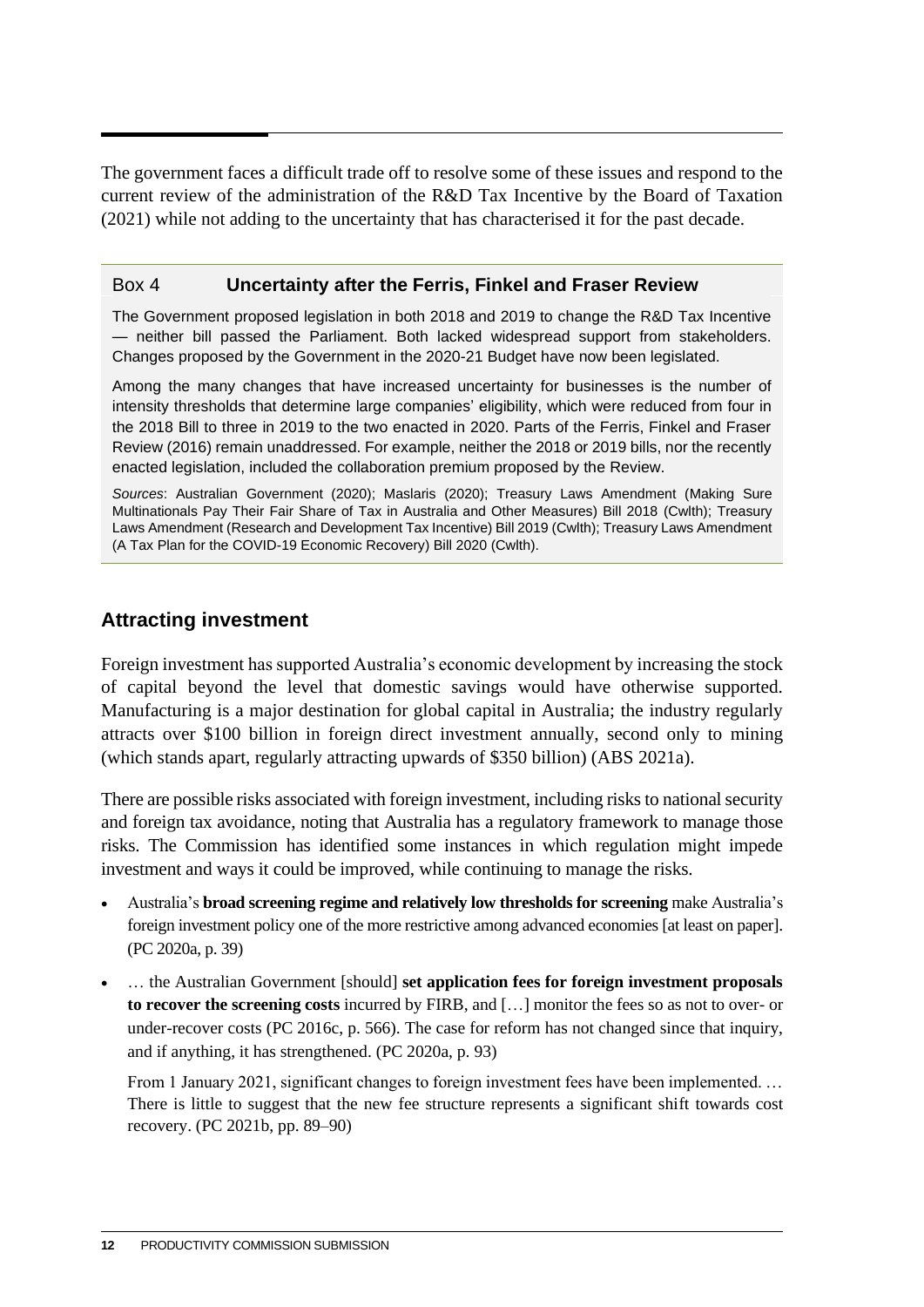The government faces a difficult trade off to resolve some of these issues and respond to the current review of the administration of the R&D Tax Incentive by the Board of Taxation (2021) while not adding to the uncertainty that has characterised it for the past decade.

### Box 4 **Uncertainty after the Ferris, Finkel and Fraser Review**

The Government proposed legislation in both 2018 and 2019 to change the R&D Tax Incentive — neither bill passed the Parliament. Both lacked widespread support from stakeholders. Changes proposed by the Government in the 2020-21 Budget have now been legislated.

Among the many changes that have increased uncertainty for businesses is the number of intensity thresholds that determine large companies' eligibility, which were reduced from four in the 2018 Bill to three in 2019 to the two enacted in 2020. Parts of the Ferris, Finkel and Fraser Review (2016) remain unaddressed. For example, neither the 2018 or 2019 bills, nor the recently enacted legislation, included the collaboration premium proposed by the Review.

*Sources*: Australian Government (2020); Maslaris (2020); Treasury Laws Amendment (Making Sure Multinationals Pay Their Fair Share of Tax in Australia and Other Measures) Bill 2018 (Cwlth); Treasury Laws Amendment (Research and Development Tax Incentive) Bill 2019 (Cwlth); Treasury Laws Amendment (A Tax Plan for the COVID-19 Economic Recovery) Bill 2020 (Cwlth).

## Attracting investment

Foreign investment has supported Australia's economic development by increasing the stock of capital beyond the level that domestic savings would have otherwise supported. Manufacturing is a major destination for global capital in Australia; the industry regularly attracts over $100 billion in foreign direct investment annually, second only to mining (which stands apart, regularly attracting upwards of $350 billion) (ABS 2021a).

There are possible risks associated with foreign investment, including risks to national security and foreign tax avoidance, noting that Australia has a regulatory framework to manage those risks. The Commission has identified some instances in which regulation might impede investment and ways it could be improved, while continuing to manage the risks.

- Australia's **broad screening regime and relatively low thresholds for screening** make Australia's foreign investment policy one of the more restrictive among advanced economies [at least on paper]. (PC 2020a, p. 39)
- … the Australian Government [should] **set application fees for foreign investment proposals to recover the screening costs** incurred by FIRB, and […] monitor the fees so as not to over- or under-recover costs (PC 2016c, p. 566). The case for reform has not changed since that inquiry, and if anything, it has strengthened. (PC 2020a, p. 93)

  From 1 January 2021, significant changes to foreign investment fees have been implemented. … There is little to suggest that the new fee structure represents a significant shift towards cost recovery. (PC 2021b, pp. 89–90)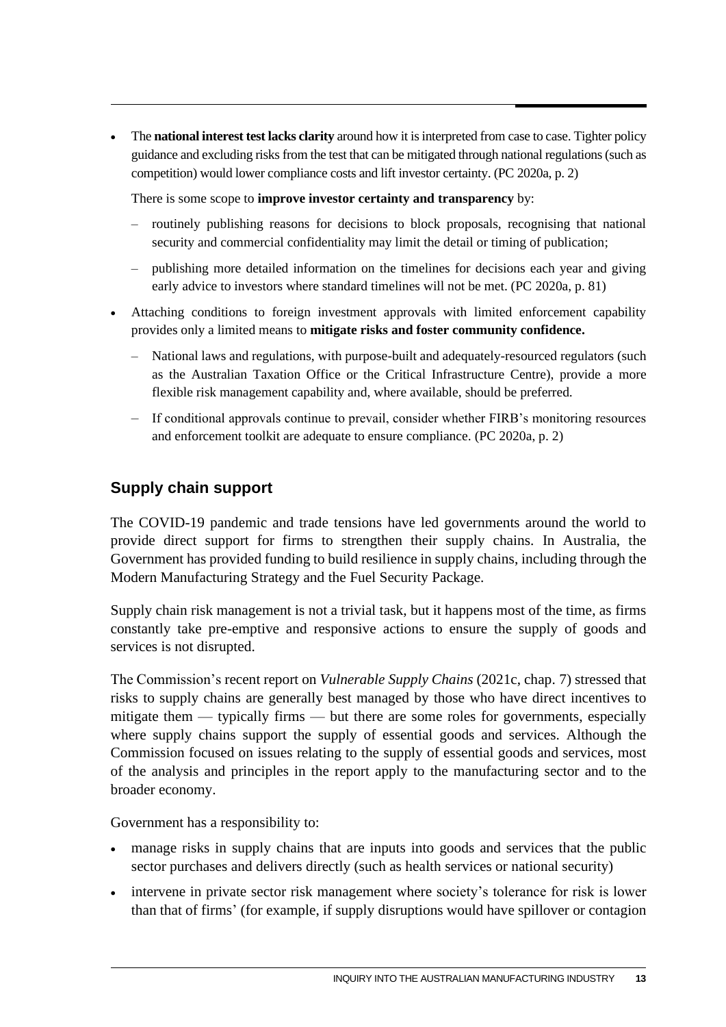- The **national interest test lacks clarity** around how it is interpreted from case to case. Tighter policy guidance and excluding risks from the test that can be mitigated through national regulations (such as competition) would lower compliance costs and lift investor certainty. (PC 2020a, p. 2)

  There is some scope to **improve investor certainty and transparency** by:

  – routinely publishing reasons for decisions to block proposals, recognising that national security and commercial confidentiality may limit the detail or timing of publication;

  – publishing more detailed information on the timelines for decisions each year and giving early advice to investors where standard timelines will not be met. (PC 2020a, p. 81)

- Attaching conditions to foreign investment approvals with limited enforcement capability provides only a limited means to **mitigate risks and foster community confidence.**

  – National laws and regulations, with purpose-built and adequately-resourced regulators (such as the Australian Taxation Office or the Critical Infrastructure Centre), provide a more flexible risk management capability and, where available, should be preferred.

  – If conditional approvals continue to prevail, consider whether FIRB's monitoring resources and enforcement toolkit are adequate to ensure compliance. (PC 2020a, p. 2)

## Supply chain support

The COVID-19 pandemic and trade tensions have led governments around the world to provide direct support for firms to strengthen their supply chains. In Australia, the Government has provided funding to build resilience in supply chains, including through the Modern Manufacturing Strategy and the Fuel Security Package.

Supply chain risk management is not a trivial task, but it happens most of the time, as firms constantly take pre-emptive and responsive actions to ensure the supply of goods and services is not disrupted.

The Commission's recent report on *Vulnerable Supply Chains* (2021c, chap. 7) stressed that risks to supply chains are generally best managed by those who have direct incentives to mitigate them — typically firms — but there are some roles for governments, especially where supply chains support the supply of essential goods and services. Although the Commission focused on issues relating to the supply of essential goods and services, most of the analysis and principles in the report apply to the manufacturing sector and to the broader economy.

Government has a responsibility to:

- manage risks in supply chains that are inputs into goods and services that the public sector purchases and delivers directly (such as health services or national security)
- intervene in private sector risk management where society's tolerance for risk is lower than that of firms' (for example, if supply disruptions would have spillover or contagion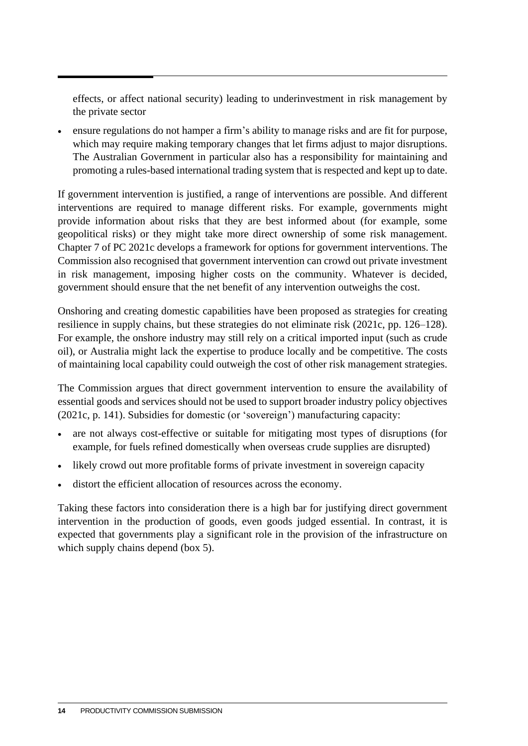effects, or affect national security) leading to underinvestment in risk management by the private sector

- ensure regulations do not hamper a firm's ability to manage risks and are fit for purpose, which may require making temporary changes that let firms adjust to major disruptions. The Australian Government in particular also has a responsibility for maintaining and promoting a rules-based international trading system that is respected and kept up to date.

If government intervention is justified, a range of interventions are possible. And different interventions are required to manage different risks. For example, governments might provide information about risks that they are best informed about (for example, some geopolitical risks) or they might take more direct ownership of some risk management. Chapter 7 of PC 2021c develops a framework for options for government interventions. The Commission also recognised that government intervention can crowd out private investment in risk management, imposing higher costs on the community. Whatever is decided, government should ensure that the net benefit of any intervention outweighs the cost.

Onshoring and creating domestic capabilities have been proposed as strategies for creating resilience in supply chains, but these strategies do not eliminate risk (2021c, pp. 126–128). For example, the onshore industry may still rely on a critical imported input (such as crude oil), or Australia might lack the expertise to produce locally and be competitive. The costs of maintaining local capability could outweigh the cost of other risk management strategies.

The Commission argues that direct government intervention to ensure the availability of essential goods and services should not be used to support broader industry policy objectives (2021c, p. 141). Subsidies for domestic (or 'sovereign') manufacturing capacity:

- are not always cost-effective or suitable for mitigating most types of disruptions (for example, for fuels refined domestically when overseas crude supplies are disrupted)
- likely crowd out more profitable forms of private investment in sovereign capacity
- distort the efficient allocation of resources across the economy.

Taking these factors into consideration there is a high bar for justifying direct government intervention in the production of goods, even goods judged essential. In contrast, it is expected that governments play a significant role in the provision of the infrastructure on which supply chains depend (box 5).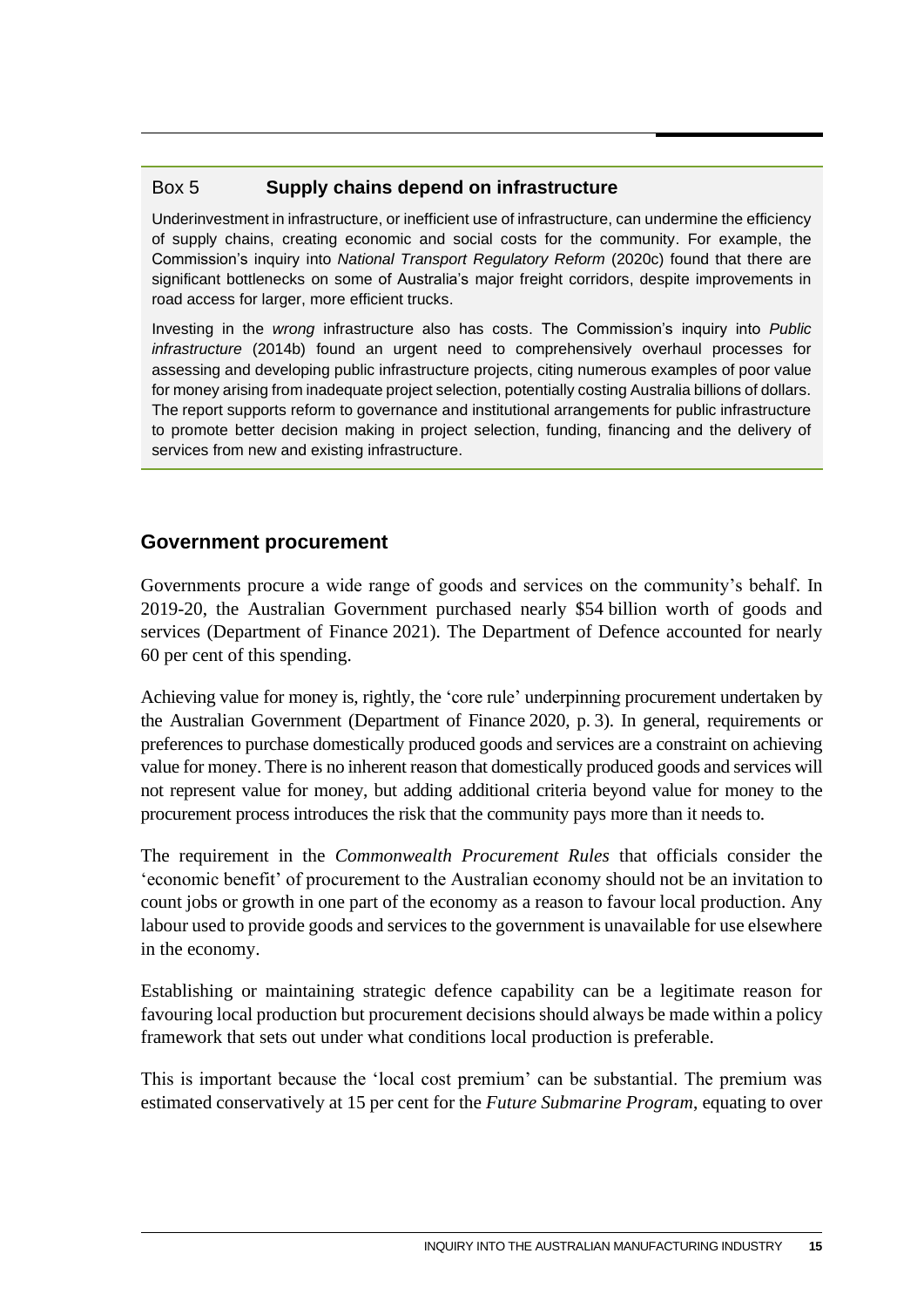### Box 5 Supply chains depend on infrastructure

Underinvestment in infrastructure, or inefficient use of infrastructure, can undermine the efficiency of supply chains, creating economic and social costs for the community. For example, the Commission's inquiry into *National Transport Regulatory Reform* (2020c) found that there are significant bottlenecks on some of Australia's major freight corridors, despite improvements in road access for larger, more efficient trucks.

Investing in the *wrong* infrastructure also has costs. The Commission's inquiry into *Public infrastructure* (2014b) found an urgent need to comprehensively overhaul processes for assessing and developing public infrastructure projects, citing numerous examples of poor value for money arising from inadequate project selection, potentially costing Australia billions of dollars. The report supports reform to governance and institutional arrangements for public infrastructure to promote better decision making in project selection, funding, financing and the delivery of services from new and existing infrastructure.

## Government procurement

Governments procure a wide range of goods and services on the community's behalf. In 2019-20, the Australian Government purchased nearly $54 billion worth of goods and services (Department of Finance 2021). The Department of Defence accounted for nearly 60 per cent of this spending.

Achieving value for money is, rightly, the 'core rule' underpinning procurement undertaken by the Australian Government (Department of Finance 2020, p. 3). In general, requirements or preferences to purchase domestically produced goods and services are a constraint on achieving value for money. There is no inherent reason that domestically produced goods and services will not represent value for money, but adding additional criteria beyond value for money to the procurement process introduces the risk that the community pays more than it needs to.

The requirement in the *Commonwealth Procurement Rules* that officials consider the 'economic benefit' of procurement to the Australian economy should not be an invitation to count jobs or growth in one part of the economy as a reason to favour local production. Any labour used to provide goods and services to the government is unavailable for use elsewhere in the economy.

Establishing or maintaining strategic defence capability can be a legitimate reason for favouring local production but procurement decisions should always be made within a policy framework that sets out under what conditions local production is preferable.

This is important because the 'local cost premium' can be substantial. The premium was estimated conservatively at 15 per cent for the *Future Submarine Program*, equating to over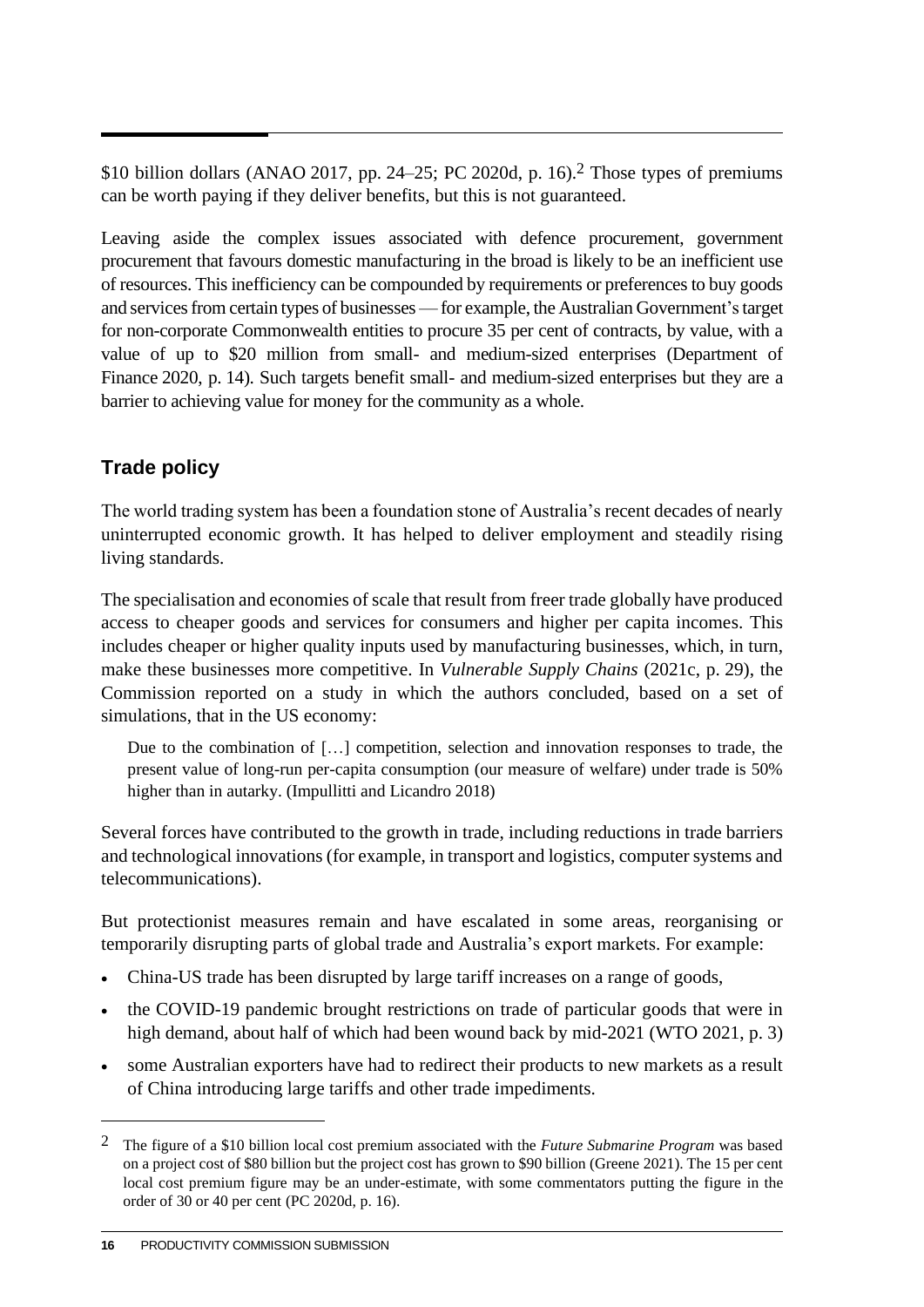$10 billion dollars (ANAO 2017, pp. 24–25; PC 2020d, p. 16).[2] Those types of premiums can be worth paying if they deliver benefits, but this is not guaranteed.

Leaving aside the complex issues associated with defence procurement, government procurement that favours domestic manufacturing in the broad is likely to be an inefficient use of resources. This inefficiency can be compounded by requirements or preferences to buy goods and services from certain types of businesses — for example, the Australian Government's target for non-corporate Commonwealth entities to procure 35 per cent of contracts, by value, with a value of up to $20 million from small- and medium-sized enterprises (Department of Finance 2020, p. 14). Such targets benefit small- and medium-sized enterprises but they are a barrier to achieving value for money for the community as a whole.

## Trade policy

The world trading system has been a foundation stone of Australia's recent decades of nearly uninterrupted economic growth. It has helped to deliver employment and steadily rising living standards.

The specialisation and economies of scale that result from freer trade globally have produced access to cheaper goods and services for consumers and higher per capita incomes. This includes cheaper or higher quality inputs used by manufacturing businesses, which, in turn, make these businesses more competitive. In *Vulnerable Supply Chains* (2021c, p. 29), the Commission reported on a study in which the authors concluded, based on a set of simulations, that in the US economy:

> Due to the combination of […] competition, selection and innovation responses to trade, the present value of long-run per-capita consumption (our measure of welfare) under trade is 50% higher than in autarky. (Impullitti and Licandro 2018)

Several forces have contributed to the growth in trade, including reductions in trade barriers and technological innovations (for example, in transport and logistics, computer systems and telecommunications).

But protectionist measures remain and have escalated in some areas, reorganising or temporarily disrupting parts of global trade and Australia's export markets. For example:

- China-US trade has been disrupted by large tariff increases on a range of goods,
- the COVID-19 pandemic brought restrictions on trade of particular goods that were in high demand, about half of which had been wound back by mid-2021 (WTO 2021, p. 3)
- some Australian exporters have had to redirect their products to new markets as a result of China introducing large tariffs and other trade impediments.

---

[2] The figure of a $10 billion local cost premium associated with the *Future Submarine Program* was based on a project cost of $80 billion but the project cost has grown to $90 billion (Greene 2021). The 15 per cent local cost premium figure may be an under-estimate, with some commentators putting the figure in the order of 30 or 40 per cent (PC 2020d, p. 16).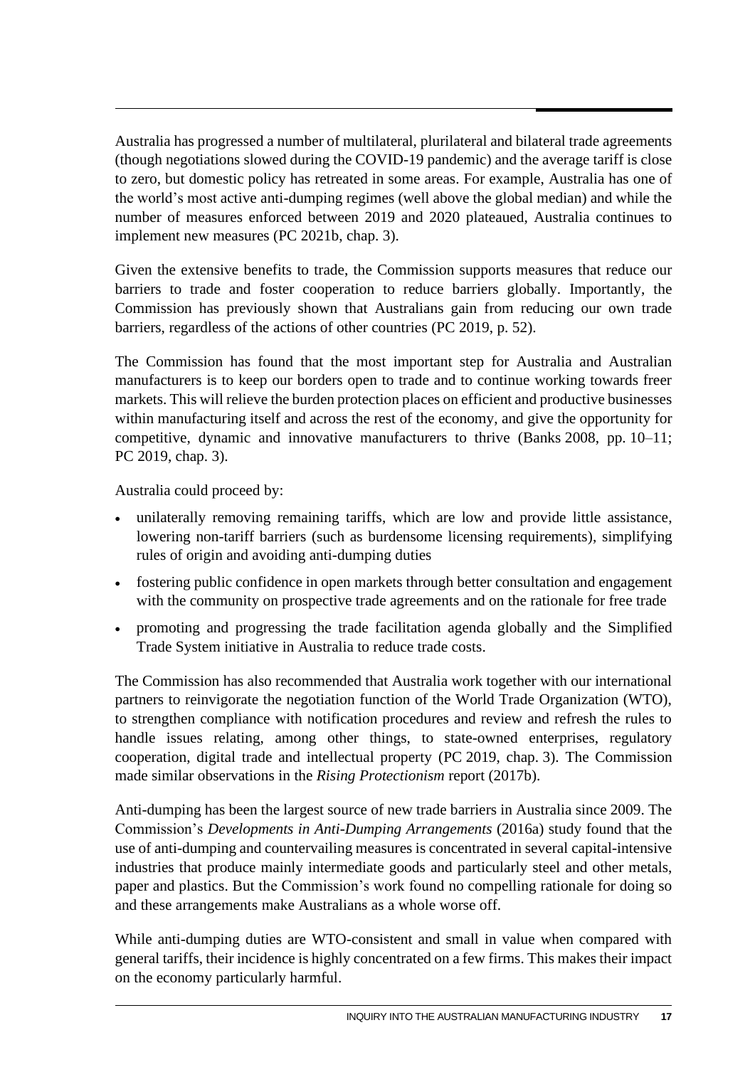Australia has progressed a number of multilateral, plurilateral and bilateral trade agreements (though negotiations slowed during the COVID-19 pandemic) and the average tariff is close to zero, but domestic policy has retreated in some areas. For example, Australia has one of the world's most active anti-dumping regimes (well above the global median) and while the number of measures enforced between 2019 and 2020 plateaued, Australia continues to implement new measures (PC 2021b, chap. 3).

Given the extensive benefits to trade, the Commission supports measures that reduce our barriers to trade and foster cooperation to reduce barriers globally. Importantly, the Commission has previously shown that Australians gain from reducing our own trade barriers, regardless of the actions of other countries (PC 2019, p. 52).

The Commission has found that the most important step for Australia and Australian manufacturers is to keep our borders open to trade and to continue working towards freer markets. This will relieve the burden protection places on efficient and productive businesses within manufacturing itself and across the rest of the economy, and give the opportunity for competitive, dynamic and innovative manufacturers to thrive (Banks 2008, pp. 10–11; PC 2019, chap. 3).

Australia could proceed by:

- unilaterally removing remaining tariffs, which are low and provide little assistance, lowering non-tariff barriers (such as burdensome licensing requirements), simplifying rules of origin and avoiding anti-dumping duties
- fostering public confidence in open markets through better consultation and engagement with the community on prospective trade agreements and on the rationale for free trade
- promoting and progressing the trade facilitation agenda globally and the Simplified Trade System initiative in Australia to reduce trade costs.

The Commission has also recommended that Australia work together with our international partners to reinvigorate the negotiation function of the World Trade Organization (WTO), to strengthen compliance with notification procedures and review and refresh the rules to handle issues relating, among other things, to state-owned enterprises, regulatory cooperation, digital trade and intellectual property (PC 2019, chap. 3). The Commission made similar observations in the *Rising Protectionism* report (2017b).

Anti-dumping has been the largest source of new trade barriers in Australia since 2009. The Commission's *Developments in Anti-Dumping Arrangements* (2016a) study found that the use of anti-dumping and countervailing measures is concentrated in several capital-intensive industries that produce mainly intermediate goods and particularly steel and other metals, paper and plastics. But the Commission's work found no compelling rationale for doing so and these arrangements make Australians as a whole worse off.

While anti-dumping duties are WTO-consistent and small in value when compared with general tariffs, their incidence is highly concentrated on a few firms. This makes their impact on the economy particularly harmful.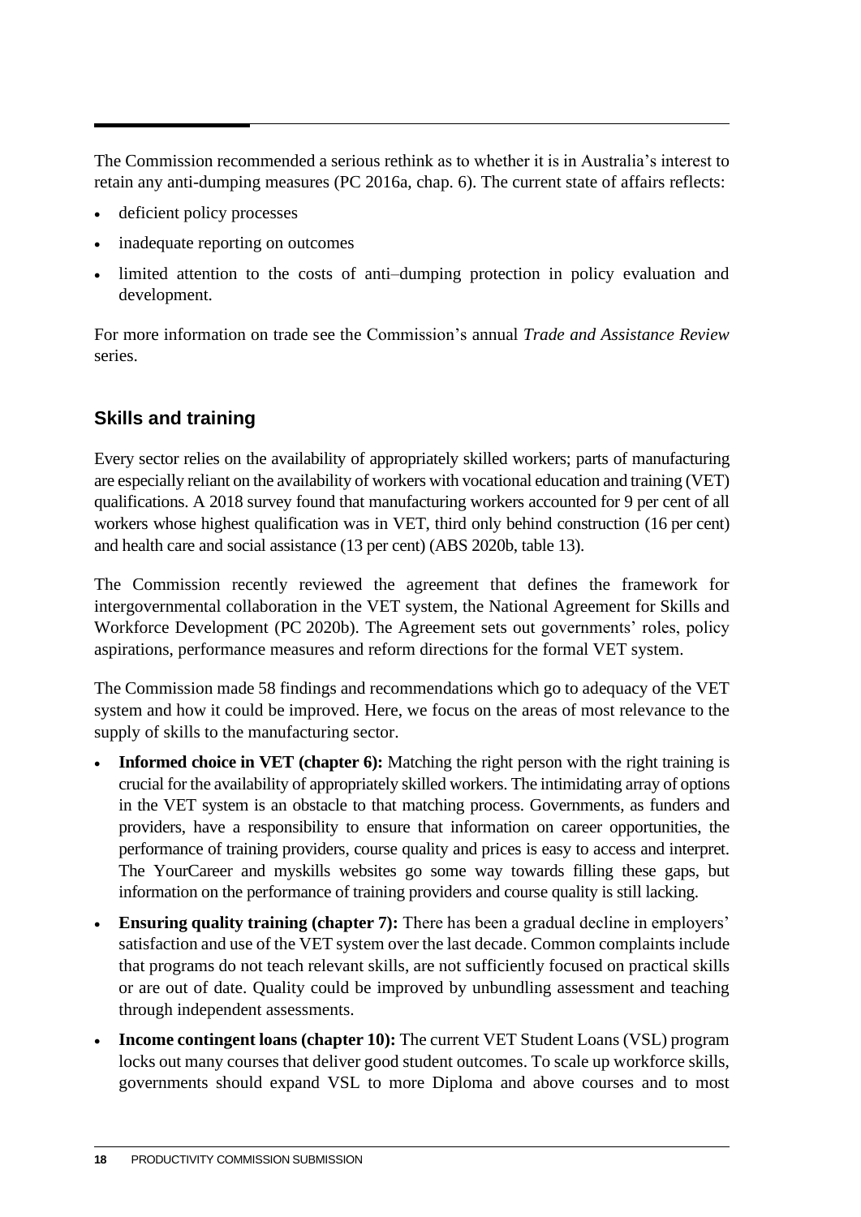The Commission recommended a serious rethink as to whether it is in Australia's interest to retain any anti-dumping measures (PC 2016a, chap. 6). The current state of affairs reflects:

- deficient policy processes
- inadequate reporting on outcomes
- limited attention to the costs of anti–dumping protection in policy evaluation and development.

For more information on trade see the Commission's annual *Trade and Assistance Review* series.

## Skills and training

Every sector relies on the availability of appropriately skilled workers; parts of manufacturing are especially reliant on the availability of workers with vocational education and training (VET) qualifications. A 2018 survey found that manufacturing workers accounted for 9 per cent of all workers whose highest qualification was in VET, third only behind construction (16 per cent) and health care and social assistance (13 per cent) (ABS 2020b, table 13).

The Commission recently reviewed the agreement that defines the framework for intergovernmental collaboration in the VET system, the National Agreement for Skills and Workforce Development (PC 2020b). The Agreement sets out governments' roles, policy aspirations, performance measures and reform directions for the formal VET system.

The Commission made 58 findings and recommendations which go to adequacy of the VET system and how it could be improved. Here, we focus on the areas of most relevance to the supply of skills to the manufacturing sector.

- **Informed choice in VET (chapter 6):** Matching the right person with the right training is crucial for the availability of appropriately skilled workers. The intimidating array of options in the VET system is an obstacle to that matching process. Governments, as funders and providers, have a responsibility to ensure that information on career opportunities, the performance of training providers, course quality and prices is easy to access and interpret. The YourCareer and myskills websites go some way towards filling these gaps, but information on the performance of training providers and course quality is still lacking.
- **Ensuring quality training (chapter 7):** There has been a gradual decline in employers' satisfaction and use of the VET system over the last decade. Common complaints include that programs do not teach relevant skills, are not sufficiently focused on practical skills or are out of date. Quality could be improved by unbundling assessment and teaching through independent assessments.
- **Income contingent loans (chapter 10):** The current VET Student Loans (VSL) program locks out many courses that deliver good student outcomes. To scale up workforce skills, governments should expand VSL to more Diploma and above courses and to most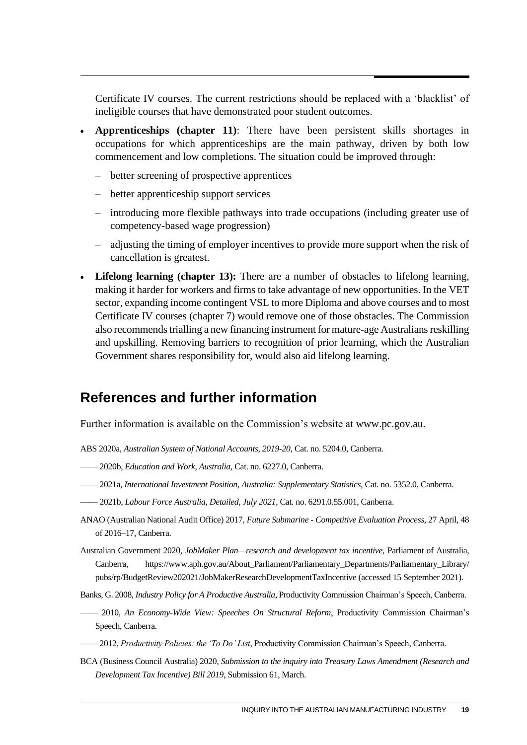Certificate IV courses. The current restrictions should be replaced with a 'blacklist' of ineligible courses that have demonstrated poor student outcomes.

- **Apprenticeships (chapter 11)**: There have been persistent skills shortages in occupations for which apprenticeships are the main pathway, driven by both low commencement and low completions. The situation could be improved through:
  - better screening of prospective apprentices
  - better apprenticeship support services
  - introducing more flexible pathways into trade occupations (including greater use of competency-based wage progression)
  - adjusting the timing of employer incentives to provide more support when the risk of cancellation is greatest.
- **Lifelong learning (chapter 13):** There are a number of obstacles to lifelong learning, making it harder for workers and firms to take advantage of new opportunities. In the VET sector, expanding income contingent VSL to more Diploma and above courses and to most Certificate IV courses (chapter 7) would remove one of those obstacles. The Commission also recommends trialling a new financing instrument for mature-age Australians reskilling and upskilling. Removing barriers to recognition of prior learning, which the Australian Government shares responsibility for, would also aid lifelong learning.

## References and further information

Further information is available on the Commission's website at www.pc.gov.au.

ABS 2020a, *Australian System of National Accounts, 2019-20*, Cat. no. 5204.0, Canberra.

—— 2020b, *Education and Work, Australia*, Cat. no. 6227.0, Canberra.

—— 2021a, *International Investment Position, Australia: Supplementary Statistics*, Cat. no. 5352.0, Canberra.

—— 2021b, *Labour Force Australia, Detailed, July 2021*, Cat. no. 6291.0.55.001, Canberra.

ANAO (Australian National Audit Office) 2017, *Future Submarine - Competitive Evaluation Process*, 27 April, 48 of 2016–17, Canberra.

Australian Government 2020, *JobMaker Plan—research and development tax incentive*, Parliament of Australia, Canberra, https://www.aph.gov.au/About_Parliament/Parliamentary_Departments/Parliamentary_Library/pubs/rp/BudgetReview202021/JobMakerResearchDevelopmentTaxIncentive (accessed 15 September 2021).

Banks, G. 2008, *Industry Policy for A Productive Australia*, Productivity Commission Chairman's Speech, Canberra.

—— 2010, *An Economy-Wide View: Speeches On Structural Reform*, Productivity Commission Chairman's Speech, Canberra.

—— 2012, *Productivity Policies: the 'To Do' List*, Productivity Commission Chairman's Speech, Canberra.

BCA (Business Council Australia) 2020, *Submission to the inquiry into Treasury Laws Amendment (Research and Development Tax Incentive) Bill 2019*, Submission 61, March.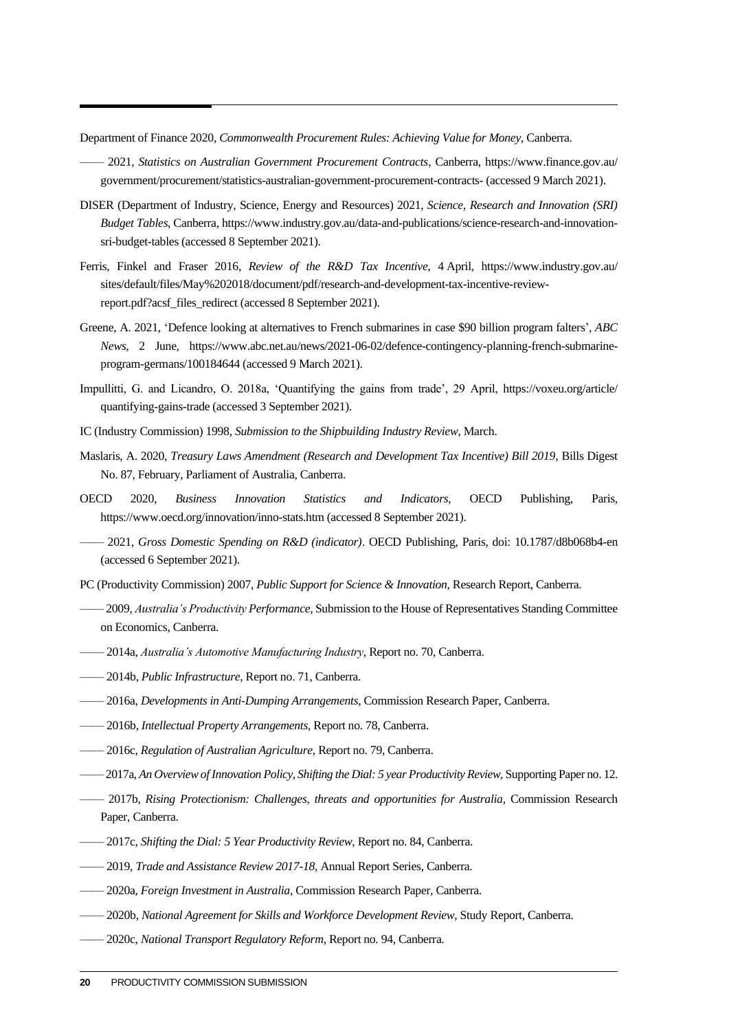Department of Finance 2020, *Commonwealth Procurement Rules: Achieving Value for Money*, Canberra.

—— 2021, *Statistics on Australian Government Procurement Contracts*, Canberra, https://www.finance.gov.au/government/procurement/statistics-australian-government-procurement-contracts- (accessed 9 March 2021).

DISER (Department of Industry, Science, Energy and Resources) 2021, *Science, Research and Innovation (SRI) Budget Tables*, Canberra, https://www.industry.gov.au/data-and-publications/science-research-and-innovation-sri-budget-tables (accessed 8 September 2021).

Ferris, Finkel and Fraser 2016, *Review of the R&D Tax Incentive*, 4 April, https://www.industry.gov.au/sites/default/files/May%202018/document/pdf/research-and-development-tax-incentive-review-report.pdf?acsf_files_redirect (accessed 8 September 2021).

Greene, A. 2021, 'Defence looking at alternatives to French submarines in case $90 billion program falters', *ABC News*, 2 June, https://www.abc.net.au/news/2021-06-02/defence-contingency-planning-french-submarine-program-germans/100184644 (accessed 9 March 2021).

Impullitti, G. and Licandro, O. 2018a, 'Quantifying the gains from trade', 29 April, https://voxeu.org/article/quantifying-gains-trade (accessed 3 September 2021).

IC (Industry Commission) 1998, *Submission to the Shipbuilding Industry Review*, March.

Maslaris, A. 2020, *Treasury Laws Amendment (Research and Development Tax Incentive) Bill 2019*, Bills Digest No. 87, February, Parliament of Australia, Canberra.

OECD 2020, *Business Innovation Statistics and Indicators*, OECD Publishing, Paris, https://www.oecd.org/innovation/inno-stats.htm (accessed 8 September 2021).

—— 2021, *Gross Domestic Spending on R&D (indicator)*. OECD Publishing, Paris, doi: 10.1787/d8b068b4-en (accessed 6 September 2021).

PC (Productivity Commission) 2007, *Public Support for Science & Innovation*, Research Report, Canberra.

—— 2009, *Australia's Productivity Performance*, Submission to the House of Representatives Standing Committee on Economics, Canberra.

—— 2014a, *Australia's Automotive Manufacturing Industry*, Report no. 70, Canberra.

—— 2014b, *Public Infrastructure*, Report no. 71, Canberra.

—— 2016a, *Developments in Anti-Dumping Arrangements*, Commission Research Paper, Canberra.

—— 2016b, *Intellectual Property Arrangements*, Report no. 78, Canberra.

—— 2016c, *Regulation of Australian Agriculture*, Report no. 79, Canberra.

—— 2017a, *An Overview of Innovation Policy, Shifting the Dial: 5 year Productivity Review*, Supporting Paper no. 12.

—— 2017b, *Rising Protectionism: Challenges, threats and opportunities for Australia*, Commission Research Paper, Canberra.

—— 2017c, *Shifting the Dial: 5 Year Productivity Review*, Report no. 84, Canberra.

—— 2019, *Trade and Assistance Review 2017-18*, Annual Report Series, Canberra.

—— 2020a, *Foreign Investment in Australia*, Commission Research Paper, Canberra.

—— 2020b, *National Agreement for Skills and Workforce Development Review*, Study Report, Canberra.

—— 2020c, *National Transport Regulatory Reform*, Report no. 94, Canberra.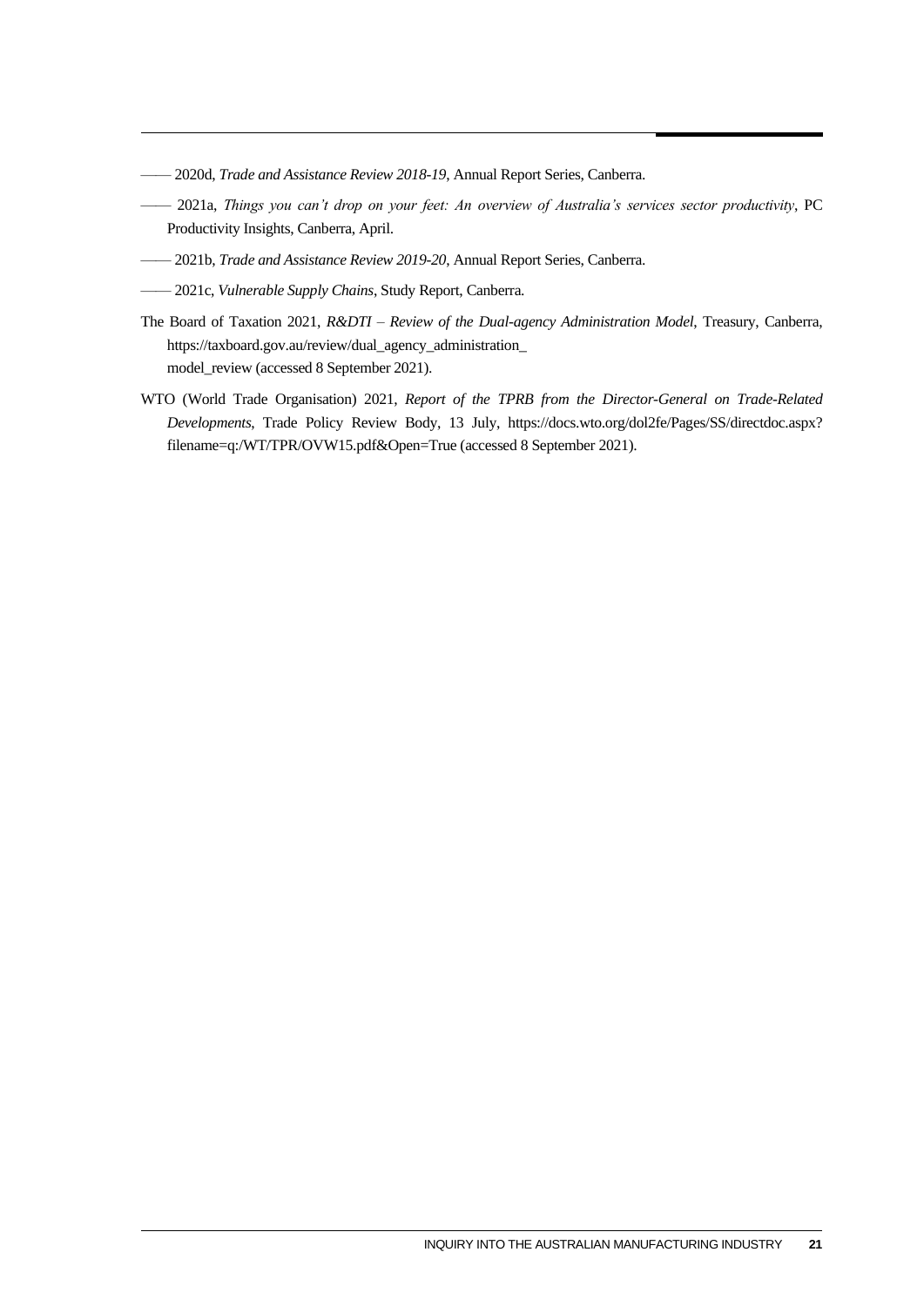—— 2020d, *Trade and Assistance Review 2018-19*, Annual Report Series, Canberra.

—— 2021a, *Things you can't drop on your feet: An overview of Australia's services sector productivity*, PC Productivity Insights, Canberra, April.

—— 2021b, *Trade and Assistance Review 2019-20*, Annual Report Series, Canberra.

—— 2021c, *Vulnerable Supply Chains*, Study Report, Canberra.

The Board of Taxation 2021, *R&DTI – Review of the Dual-agency Administration Model*, Treasury, Canberra, https://taxboard.gov.au/review/dual_agency_administration_model_review (accessed 8 September 2021).

WTO (World Trade Organisation) 2021, *Report of the TPRB from the Director-General on Trade-Related Developments*, Trade Policy Review Body, 13 July, https://docs.wto.org/dol2fe/Pages/SS/directdoc.aspx?filename=q:/WT/TPR/OVW15.pdf&Open=True (accessed 8 September 2021).